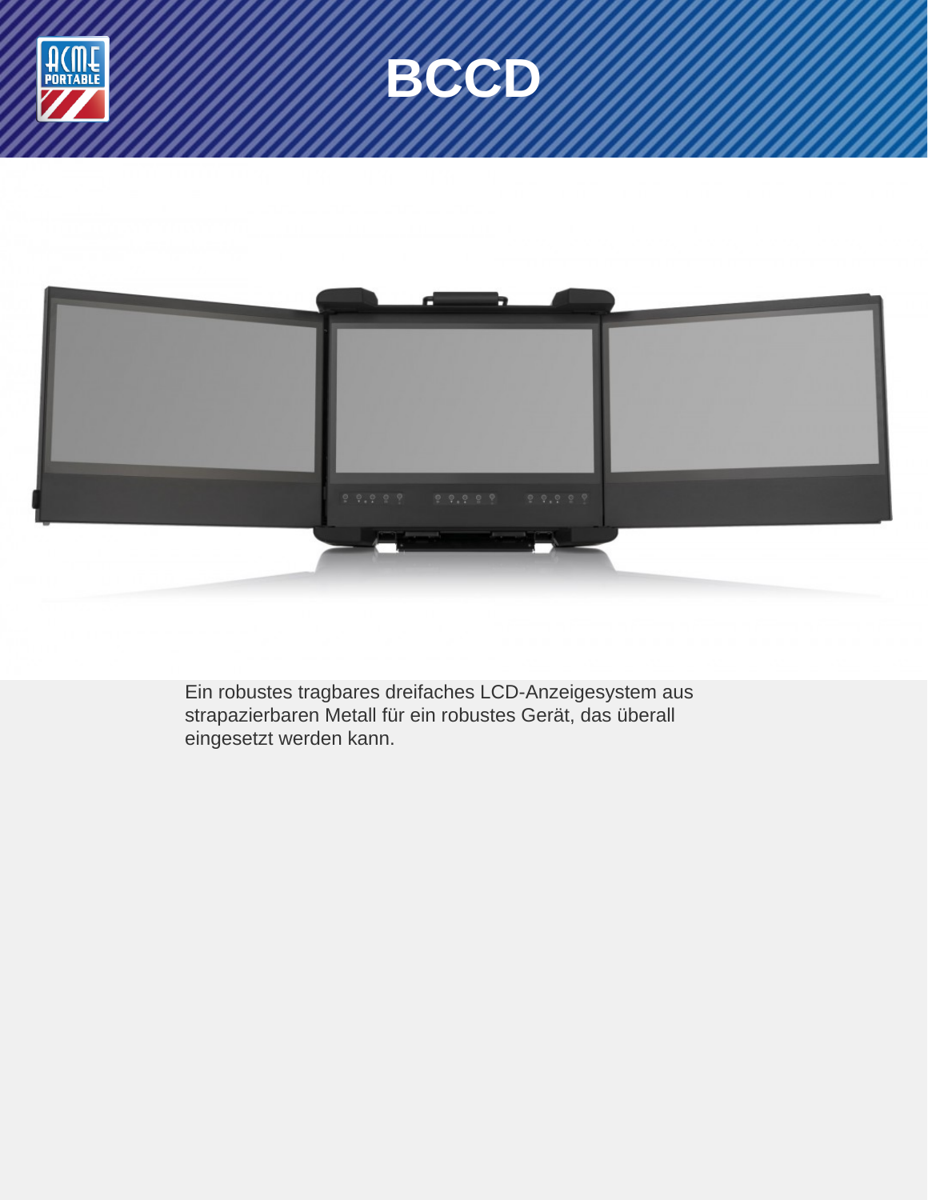# BCCD

Ein robustes tragbares dreifaches LCD-Anzeigesystem aus strapazierbaren Metall für ein robustes Gerät, das überall eingesetzt werden kann.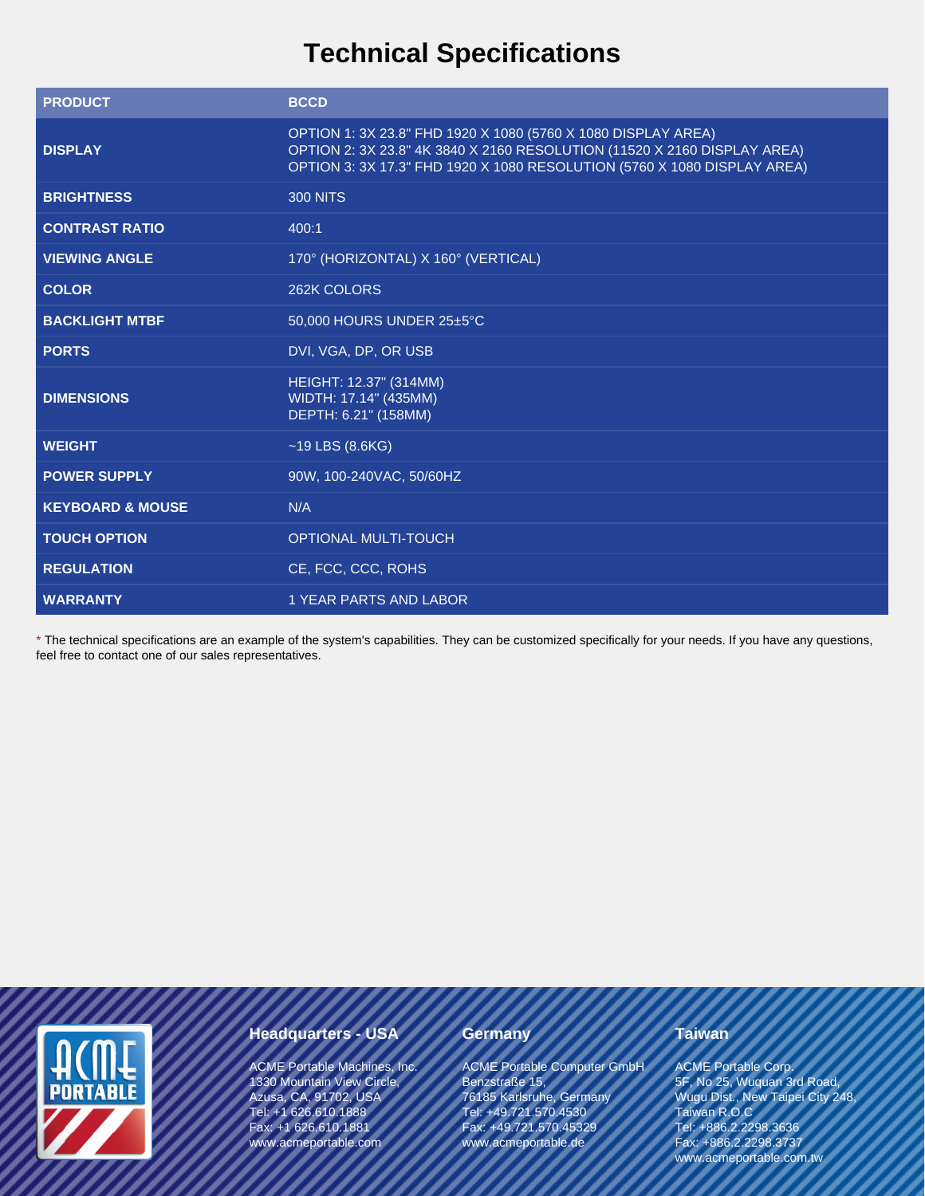# Technical Specifications

| PRODUCT | BCCD |
|---|---|
| DISPLAY | OPTION 1: 3X 23.8" FHD 1920 X 1080 (5760 X 1080 DISPLAY AREA)<br>OPTION 2: 3X 23.8" 4K 3840 X 2160 RESOLUTION (11520 X 2160 DISPLAY AREA)<br>OPTION 3: 3X 17.3" FHD 1920 X 1080 RESOLUTION (5760 X 1080 DISPLAY AREA) |
| BRIGHTNESS | 300 NITS |
| CONTRAST RATIO | 400:1 |
| VIEWING ANGLE | 170° (HORIZONTAL) X 160° (VERTICAL) |
| COLOR | 262K COLORS |
| BACKLIGHT MTBF | 50,000 HOURS UNDER 25±5°C |
| PORTS | DVI, VGA, DP, OR USB |
| DIMENSIONS | HEIGHT: 12.37" (314MM)<br>WIDTH: 17.14" (435MM)<br>DEPTH: 6.21" (158MM) |
| WEIGHT | ~19 LBS (8.6KG) |
| POWER SUPPLY | 90W, 100-240VAC, 50/60HZ |
| KEYBOARD & MOUSE | N/A |
| TOUCH OPTION | OPTIONAL MULTI-TOUCH |
| REGULATION | CE, FCC, CCC, ROHS |
| WARRANTY | 1 YEAR PARTS AND LABOR |

* The technical specifications are an example of the system's capabilities. They can be customized specifically for your needs. If you have any questions, feel free to contact one of our sales representatives.

### Headquarters - USA

ACME Portable Machines, Inc.
1330 Mountain View Circle,
Azusa, CA, 91702, USA
Tel: +1 626.610.1888
Fax: +1 626.610.1881
www.acmeportable.com

### Germany

ACME Portable Computer GmbH
Benzstraße 15,
76185 Karlsruhe, Germany
Tel: +49.721.570.4530
Fax: +49.721.570.45329
www.acmeportable.de

### Taiwan

ACME Portable Corp.
5F, No 25, Wuquan 3rd Road,
Wugu Dist., New Taipei City 248,
Taiwan R.O.C
Tel: +886.2.2298.3636
Fax: +886.2.2298.3737
www.acmeportable.com.tw